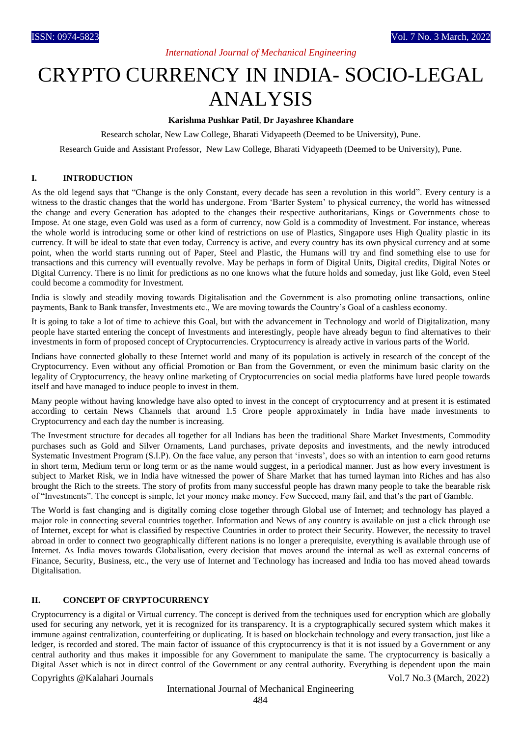# CRYPTO CURRENCY IN INDIA- SOCIO-LEGAL ANALYSIS

**Karishma Pushkar Patil**, **Dr Jayashree Khandare**

Research scholar, New Law College, Bharati Vidyapeeth (Deemed to be University), Pune.

Research Guide and Assistant Professor, New Law College, Bharati Vidyapeeth (Deemed to be University), Pune.

## I. INTRODUCTION

As the old legend says that "Change is the only Constant, every decade has seen a revolution in this world". Every century is a witness to the drastic changes that the world has undergone. From 'Barter System' to physical currency, the world has witnessed the change and every Generation has adopted to the changes their respective authoritarians, Kings or Governments chose to Impose. At one stage, even Gold was used as a form of currency, now Gold is a commodity of Investment. For instance, whereas the whole world is introducing some or other kind of restrictions on use of Plastics, Singapore uses High Quality plastic in its currency. It will be ideal to state that even today, Currency is active, and every country has its own physical currency and at some point, when the world starts running out of Paper, Steel and Plastic, the Humans will try and find something else to use for transactions and this currency will eventually revolve. May be perhaps in form of Digital Units, Digital credits, Digital Notes or Digital Currency. There is no limit for predictions as no one knows what the future holds and someday, just like Gold, even Steel could become a commodity for Investment.

India is slowly and steadily moving towards Digitalisation and the Government is also promoting online transactions, online payments, Bank to Bank transfer, Investments etc., We are moving towards the Country's Goal of a cashless economy.

It is going to take a lot of time to achieve this Goal, but with the advancement in Technology and world of Digitalization, many people have started entering the concept of Investments and interestingly, people have already begun to find alternatives to their investments in form of proposed concept of Cryptocurrencies. Cryptocurrency is already active in various parts of the World.

Indians have connected globally to these Internet world and many of its population is actively in research of the concept of the Cryptocurrency. Even without any official Promotion or Ban from the Government, or even the minimum basic clarity on the legality of Cryptocurrency, the heavy online marketing of Cryptocurrencies on social media platforms have lured people towards itself and have managed to induce people to invest in them.

Many people without having knowledge have also opted to invest in the concept of cryptocurrency and at present it is estimated according to certain News Channels that around 1.5 Crore people approximately in India have made investments to Cryptocurrency and each day the number is increasing.

The Investment structure for decades all together for all Indians has been the traditional Share Market Investments, Commodity purchases such as Gold and Silver Ornaments, Land purchases, private deposits and investments, and the newly introduced Systematic Investment Program (S.I.P). On the face value, any person that 'invests', does so with an intention to earn good returns in short term, Medium term or long term or as the name would suggest, in a periodical manner. Just as how every investment is subject to Market Risk, we in India have witnessed the power of Share Market that has turned layman into Riches and has also brought the Rich to the streets. The story of profits from many successful people has drawn many people to take the bearable risk of "Investments". The concept is simple, let your money make money. Few Succeed, many fail, and that's the part of Gamble.

The World is fast changing and is digitally coming close together through Global use of Internet; and technology has played a major role in connecting several countries together. Information and News of any country is available on just a click through use of Internet, except for what is classified by respective Countries in order to protect their Security. However, the necessity to travel abroad in order to connect two geographically different nations is no longer a prerequisite, everything is available through use of Internet. As India moves towards Globalisation, every decision that moves around the internal as well as external concerns of Finance, Security, Business, etc., the very use of Internet and Technology has increased and India too has moved ahead towards Digitalisation.

## II. CONCEPT OF CRYPTOCURRENCY

Cryptocurrency is a digital or Virtual currency. The concept is derived from the techniques used for encryption which are globally used for securing any network, yet it is recognized for its transparency. It is a cryptographically secured system which makes it immune against centralization, counterfeiting or duplicating. It is based on blockchain technology and every transaction, just like a ledger, is recorded and stored. The main factor of issuance of this cryptocurrency is that it is not issued by a Government or any central authority and thus makes it impossible for any Government to manipulate the same. The cryptocurrency is basically a Digital Asset which is not in direct control of the Government or any central authority. Everything is dependent upon the main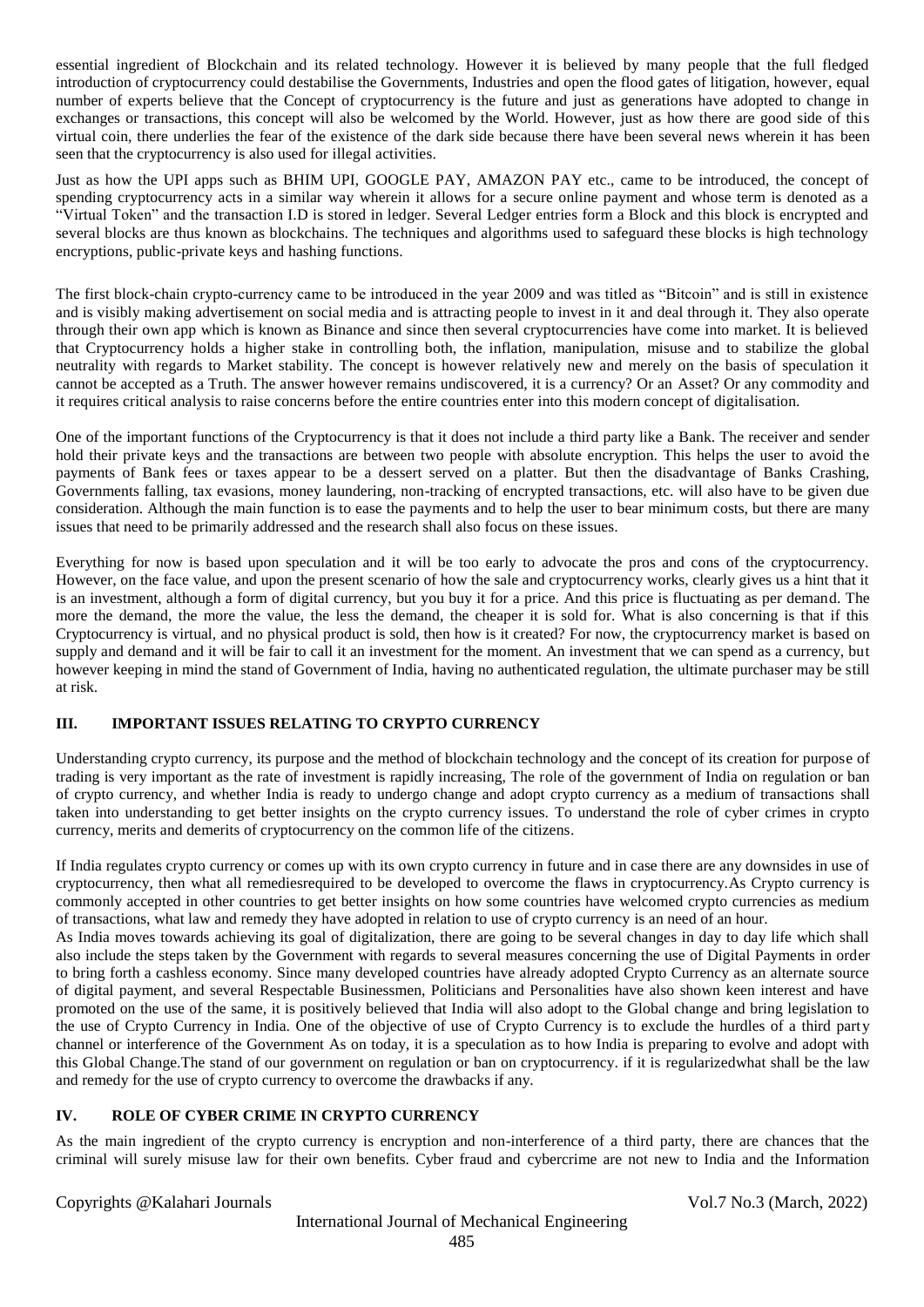essential ingredient of Blockchain and its related technology. However it is believed by many people that the full fledged introduction of cryptocurrency could destabilise the Governments, Industries and open the flood gates of litigation, however, equal number of experts believe that the Concept of cryptocurrency is the future and just as generations have adopted to change in exchanges or transactions, this concept will also be welcomed by the World. However, just as how there are good side of this virtual coin, there underlies the fear of the existence of the dark side because there have been several news wherein it has been seen that the cryptocurrency is also used for illegal activities.

Just as how the UPI apps such as BHIM UPI, GOOGLE PAY, AMAZON PAY etc., came to be introduced, the concept of spending cryptocurrency acts in a similar way wherein it allows for a secure online payment and whose term is denoted as a "Virtual Token" and the transaction I.D is stored in ledger. Several Ledger entries form a Block and this block is encrypted and several blocks are thus known as blockchains. The techniques and algorithms used to safeguard these blocks is high technology encryptions, public-private keys and hashing functions.

The first block-chain crypto-currency came to be introduced in the year 2009 and was titled as "Bitcoin" and is still in existence and is visibly making advertisement on social media and is attracting people to invest in it and deal through it. They also operate through their own app which is known as Binance and since then several cryptocurrencies have come into market. It is believed that Cryptocurrency holds a higher stake in controlling both, the inflation, manipulation, misuse and to stabilize the global neutrality with regards to Market stability. The concept is however relatively new and merely on the basis of speculation it cannot be accepted as a Truth. The answer however remains undiscovered, it is a currency? Or an Asset? Or any commodity and it requires critical analysis to raise concerns before the entire countries enter into this modern concept of digitalisation.

One of the important functions of the Cryptocurrency is that it does not include a third party like a Bank. The receiver and sender hold their private keys and the transactions are between two people with absolute encryption. This helps the user to avoid the payments of Bank fees or taxes appear to be a dessert served on a platter. But then the disadvantage of Banks Crashing, Governments falling, tax evasions, money laundering, non-tracking of encrypted transactions, etc. will also have to be given due consideration. Although the main function is to ease the payments and to help the user to bear minimum costs, but there are many issues that need to be primarily addressed and the research shall also focus on these issues.

Everything for now is based upon speculation and it will be too early to advocate the pros and cons of the cryptocurrency. However, on the face value, and upon the present scenario of how the sale and cryptocurrency works, clearly gives us a hint that it is an investment, although a form of digital currency, but you buy it for a price. And this price is fluctuating as per demand. The more the demand, the more the value, the less the demand, the cheaper it is sold for. What is also concerning is that if this Cryptocurrency is virtual, and no physical product is sold, then how is it created? For now, the cryptocurrency market is based on supply and demand and it will be fair to call it an investment for the moment. An investment that we can spend as a currency, but however keeping in mind the stand of Government of India, having no authenticated regulation, the ultimate purchaser may be still at risk.

## III. IMPORTANT ISSUES RELATING TO CRYPTO CURRENCY

Understanding crypto currency, its purpose and the method of blockchain technology and the concept of its creation for purpose of trading is very important as the rate of investment is rapidly increasing, The role of the government of India on regulation or ban of crypto currency, and whether India is ready to undergo change and adopt crypto currency as a medium of transactions shall taken into understanding to get better insights on the crypto currency issues. To understand the role of cyber crimes in crypto currency, merits and demerits of cryptocurrency on the common life of the citizens.

If India regulates crypto currency or comes up with its own crypto currency in future and in case there are any downsides in use of cryptocurrency, then what all remediesrequired to be developed to overcome the flaws in cryptocurrency.As Crypto currency is commonly accepted in other countries to get better insights on how some countries have welcomed crypto currencies as medium of transactions, what law and remedy they have adopted in relation to use of crypto currency is an need of an hour.

As India moves towards achieving its goal of digitalization, there are going to be several changes in day to day life which shall also include the steps taken by the Government with regards to several measures concerning the use of Digital Payments in order to bring forth a cashless economy. Since many developed countries have already adopted Crypto Currency as an alternate source of digital payment, and several Respectable Businessmen, Politicians and Personalities have also shown keen interest and have promoted on the use of the same, it is positively believed that India will also adopt to the Global change and bring legislation to the use of Crypto Currency in India. One of the objective of use of Crypto Currency is to exclude the hurdles of a third party channel or interference of the Government As on today, it is a speculation as to how India is preparing to evolve and adopt with this Global Change.The stand of our government on regulation or ban on cryptocurrency. if it is regularizedwhat shall be the law and remedy for the use of crypto currency to overcome the drawbacks if any.

## IV. ROLE OF CYBER CRIME IN CRYPTO CURRENCY

As the main ingredient of the crypto currency is encryption and non-interference of a third party, there are chances that the criminal will surely misuse law for their own benefits. Cyber fraud and cybercrime are not new to India and the Information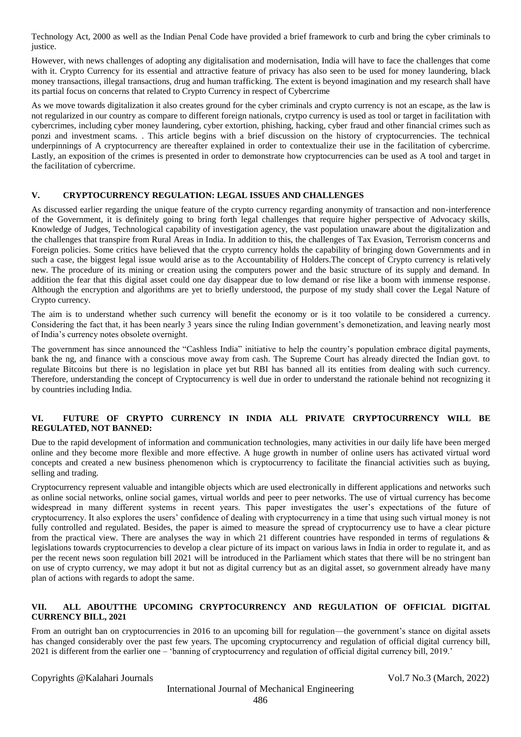Technology Act, 2000 as well as the Indian Penal Code have provided a brief framework to curb and bring the cyber criminals to justice.

However, with news challenges of adopting any digitalisation and modernisation, India will have to face the challenges that come with it. Crypto Currency for its essential and attractive feature of privacy has also seen to be used for money laundering, black money transactions, illegal transactions, drug and human trafficking. The extent is beyond imagination and my research shall have its partial focus on concerns that related to Crypto Currency in respect of Cybercrime

As we move towards digitalization it also creates ground for the cyber criminals and crypto currency is not an escape, as the law is not regularized in our country as compare to different foreign nationals, crytpo currency is used as tool or target in facilitation with cybercrimes, including cyber money laundering, cyber extortion, phishing, hacking, cyber fraud and other financial crimes such as ponzi and investment scams. . This article begins with a brief discussion on the history of cryptocurrencies. The technical underpinnings of A cryptocurrency are thereafter explained in order to contextualize their use in the facilitation of cybercrime. Lastly, an exposition of the crimes is presented in order to demonstrate how cryptocurrencies can be used as A tool and target in the facilitation of cybercrime.

## V. CRYPTOCURRENCY REGULATION: LEGAL ISSUES AND CHALLENGES

As discussed earlier regarding the unique feature of the crypto currency regarding anonymity of transaction and non-interference of the Government, it is definitely going to bring forth legal challenges that require higher perspective of Advocacy skills, Knowledge of Judges, Technological capability of investigation agency, the vast population unaware about the digitalization and the challenges that transpire from Rural Areas in India. In addition to this, the challenges of Tax Evasion, Terrorism concerns and Foreign policies. Some critics have believed that the crypto currency holds the capability of bringing down Governments and in such a case, the biggest legal issue would arise as to the Accountability of Holders.The concept of Crypto currency is relatively new. The procedure of its mining or creation using the computers power and the basic structure of its supply and demand. In addition the fear that this digital asset could one day disappear due to low demand or rise like a boom with immense response. Although the encryption and algorithms are yet to briefly understood, the purpose of my study shall cover the Legal Nature of Crypto currency.

The aim is to understand whether such currency will benefit the economy or is it too volatile to be considered a currency. Considering the fact that, it has been nearly 3 years since the ruling Indian government's demonetization, and leaving nearly most of India's currency notes obsolete overnight.

The government has since announced the "Cashless India" initiative to help the country's population embrace digital payments, bank the ng, and finance with a conscious move away from cash. The Supreme Court has already directed the Indian govt. to regulate Bitcoins but there is no legislation in place yet but RBI has banned all its entities from dealing with such currency. Therefore, understanding the concept of Cryptocurrency is well due in order to understand the rationale behind not recognizing it by countries including India.

## VI. FUTURE OF CRYPTO CURRENCY IN INDIA ALL PRIVATE CRYPTOCURRENCY WILL BE REGULATED, NOT BANNED:

Due to the rapid development of information and communication technologies, many activities in our daily life have been merged online and they become more flexible and more effective. A huge growth in number of online users has activated virtual word concepts and created a new business phenomenon which is cryptocurrency to facilitate the financial activities such as buying, selling and trading.

Cryptocurrency represent valuable and intangible objects which are used electronically in different applications and networks such as online social networks, online social games, virtual worlds and peer to peer networks. The use of virtual currency has become widespread in many different systems in recent years. This paper investigates the user's expectations of the future of cryptocurrency. It also explores the users' confidence of dealing with cryptocurrency in a time that using such virtual money is not fully controlled and regulated. Besides, the paper is aimed to measure the spread of cryptocurrency use to have a clear picture from the practical view. There are analyses the way in which 21 different countries have responded in terms of regulations & legislations towards cryptocurrencies to develop a clear picture of its impact on various laws in India in order to regulate it, and as per the recent news soon regulation bill 2021 will be introduced in the Parliament which states that there will be no stringent ban on use of crypto currency, we may adopt it but not as digital currency but as an digital asset, so government already have many plan of actions with regards to adopt the same.

## VII. ALL ABOUTTHE UPCOMING CRYPTOCURRENCY AND REGULATION OF OFFICIAL DIGITAL CURRENCY BILL, 2021

From an outright ban on cryptocurrencies in 2016 to an upcoming bill for regulation—the government's stance on digital assets has changed considerably over the past few years. The upcoming cryptocurrency and regulation of official digital currency bill, 2021 is different from the earlier one – 'banning of cryptocurrency and regulation of official digital currency bill, 2019.'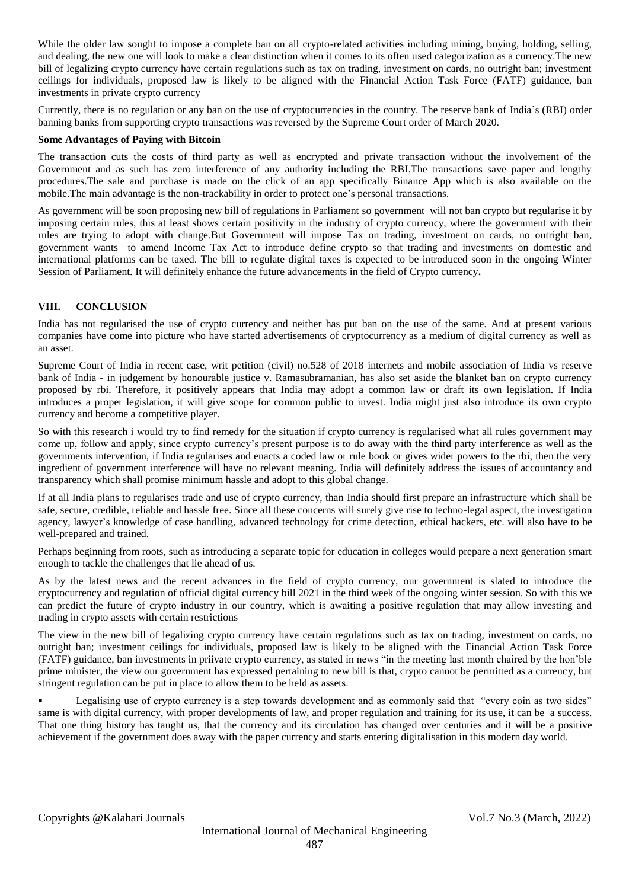While the older law sought to impose a complete ban on all crypto-related activities including mining, buying, holding, selling, and dealing, the new one will look to make a clear distinction when it comes to its often used categorization as a currency.The new bill of legalizing crypto currency have certain regulations such as tax on trading, investment on cards, no outright ban; investment ceilings for individuals, proposed law is likely to be aligned with the Financial Action Task Force (FATF) guidance, ban investments in private crypto currency

Currently, there is no regulation or any ban on the use of cryptocurrencies in the country. The reserve bank of India's (RBI) order banning banks from supporting crypto transactions was reversed by the Supreme Court order of March 2020.

**Some Advantages of Paying with Bitcoin**

The transaction cuts the costs of third party as well as encrypted and private transaction without the involvement of the Government and as such has zero interference of any authority including the RBI.The transactions save paper and lengthy procedures.The sale and purchase is made on the click of an app specifically Binance App which is also available on the mobile.The main advantage is the non-trackability in order to protect one's personal transactions.

As government will be soon proposing new bill of regulations in Parliament so government will not ban crypto but regularise it by imposing certain rules, this at least shows certain positivity in the industry of crypto currency, where the government with their rules are trying to adopt with change.But Government will impose Tax on trading, investment on cards, no outright ban, government wants to amend Income Tax Act to introduce define crypto so that trading and investments on domestic and international platforms can be taxed. The bill to regulate digital taxes is expected to be introduced soon in the ongoing Winter Session of Parliament. It will definitely enhance the future advancements in the field of Crypto currency**.**

## VIII. CONCLUSION

India has not regularised the use of crypto currency and neither has put ban on the use of the same. And at present various companies have come into picture who have started advertisements of cryptocurrency as a medium of digital currency as well as an asset.

Supreme Court of India in recent case, writ petition (civil) no.528 of 2018 internets and mobile association of India vs reserve bank of India - in judgement by honourable justice v. Ramasubramanian, has also set aside the blanket ban on crypto currency proposed by rbi. Therefore, it positively appears that India may adopt a common law or draft its own legislation. If India introduces a proper legislation, it will give scope for common public to invest. India might just also introduce its own crypto currency and become a competitive player.

So with this research i would try to find remedy for the situation if crypto currency is regularised what all rules government may come up, follow and apply, since crypto currency's present purpose is to do away with the third party interference as well as the governments intervention, if India regularises and enacts a coded law or rule book or gives wider powers to the rbi, then the very ingredient of government interference will have no relevant meaning. India will definitely address the issues of accountancy and transparency which shall promise minimum hassle and adopt to this global change.

If at all India plans to regularises trade and use of crypto currency, than India should first prepare an infrastructure which shall be safe, secure, credible, reliable and hassle free. Since all these concerns will surely give rise to techno-legal aspect, the investigation agency, lawyer's knowledge of case handling, advanced technology for crime detection, ethical hackers, etc. will also have to be well-prepared and trained.

Perhaps beginning from roots, such as introducing a separate topic for education in colleges would prepare a next generation smart enough to tackle the challenges that lie ahead of us.

As by the latest news and the recent advances in the field of crypto currency, our government is slated to introduce the cryptocurrency and regulation of official digital currency bill 2021 in the third week of the ongoing winter session. So with this we can predict the future of crypto industry in our country, which is awaiting a positive regulation that may allow investing and trading in crypto assets with certain restrictions

The view in the new bill of legalizing crypto currency have certain regulations such as tax on trading, investment on cards, no outright ban; investment ceilings for individuals, proposed law is likely to be aligned with the Financial Action Task Force (FATF) guidance, ban investments in priivate crypto currency, as stated in news "in the meeting last month chaired by the hon'ble prime minister, the view our government has expressed pertaining to new bill is that, crypto cannot be permitted as a currency, but stringent regulation can be put in place to allow them to be held as assets.

- Legalising use of crypto currency is a step towards development and as commonly said that "every coin as two sides" same is with digital currency, with proper developments of law, and proper regulation and training for its use, it can be a success. That one thing history has taught us, that the currency and its circulation has changed over centuries and it will be a positive achievement if the government does away with the paper currency and starts entering digitalisation in this modern day world.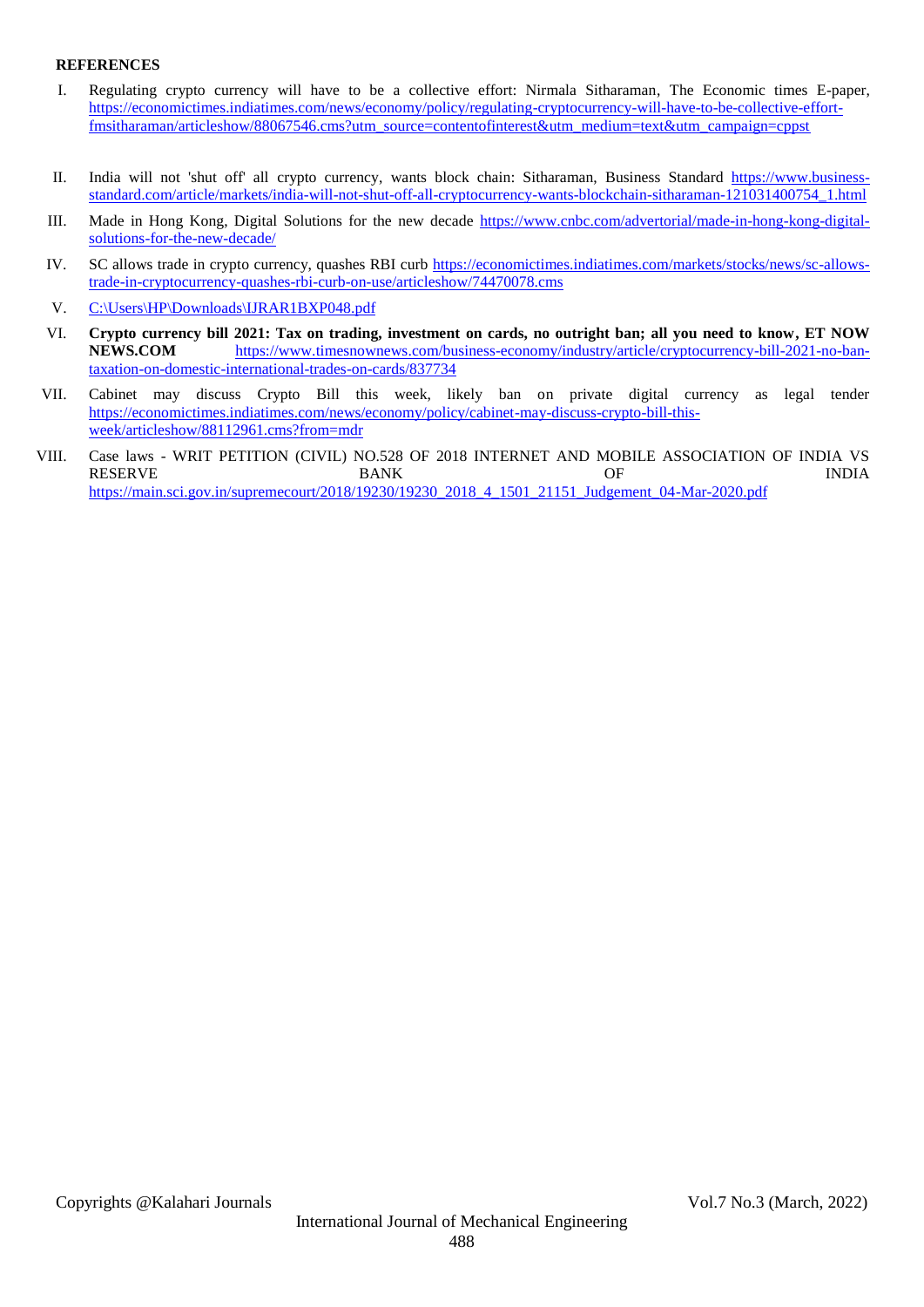**REFERENCES**

I. Regulating crypto currency will have to be a collective effort: Nirmala Sitharaman, The Economic times E-paper, https://economictimes.indiatimes.com/news/economy/policy/regulating-cryptocurrency-will-have-to-be-collective-effort-fmsitharaman/articleshow/88067546.cms?utm_source=contentofinterest&utm_medium=text&utm_campaign=cppst

II. India will not 'shut off' all crypto currency, wants block chain: Sitharaman, Business Standard https://www.business-standard.com/article/markets/india-will-not-shut-off-all-cryptocurrency-wants-blockchain-sitharaman-121031400754_1.html

III. Made in Hong Kong, Digital Solutions for the new decade https://www.cnbc.com/advertorial/made-in-hong-kong-digital-solutions-for-the-new-decade/

IV. SC allows trade in crypto currency, quashes RBI curb https://economictimes.indiatimes.com/markets/stocks/news/sc-allows-trade-in-cryptocurrency-quashes-rbi-curb-on-use/articleshow/74470078.cms

V. C:\Users\HP\Downloads\IJRAR1BXP048.pdf

VI. **Crypto currency bill 2021: Tax on trading, investment on cards, no outright ban; all you need to know, ET NOW NEWS.COM** https://www.timesnownews.com/business-economy/industry/article/cryptocurrency-bill-2021-no-ban-taxation-on-domestic-international-trades-on-cards/837734

VII. Cabinet may discuss Crypto Bill this week, likely ban on private digital currency as legal tender https://economictimes.indiatimes.com/news/economy/policy/cabinet-may-discuss-crypto-bill-this-week/articleshow/88112961.cms?from=mdr

VIII. Case laws - WRIT PETITION (CIVIL) NO.528 OF 2018 INTERNET AND MOBILE ASSOCIATION OF INDIA VS RESERVE BANK OF INDIA https://main.sci.gov.in/supremecourt/2018/19230/19230_2018_4_1501_21151_Judgement_04-Mar-2020.pdf